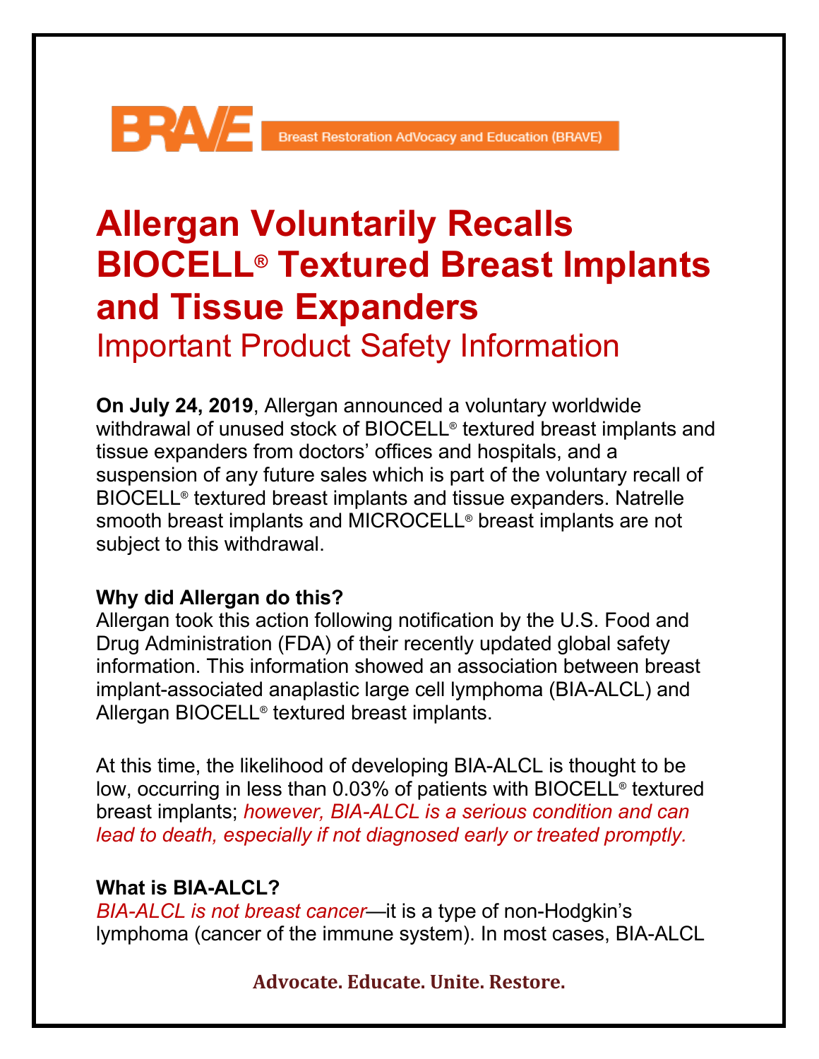BRAVE — Breast Restoration AdVocacy and Education (BRAVE)

# Allergan Voluntarily Recalls BIOCELL® Textured Breast Implants and Tissue Expanders

## Important Product Safety Information

**On July 24, 2019**, Allergan announced a voluntary worldwide withdrawal of unused stock of BIOCELL® textured breast implants and tissue expanders from doctors' offices and hospitals, and a suspension of any future sales which is part of the voluntary recall of BIOCELL® textured breast implants and tissue expanders. Natrelle smooth breast implants and MICROCELL® breast implants are not subject to this withdrawal.

### Why did Allergan do this?

Allergan took this action following notification by the U.S. Food and Drug Administration (FDA) of their recently updated global safety information. This information showed an association between breast implant-associated anaplastic large cell lymphoma (BIA-ALCL) and Allergan BIOCELL® textured breast implants.

At this time, the likelihood of developing BIA-ALCL is thought to be low, occurring in less than 0.03% of patients with BIOCELL® textured breast implants; *however, BIA-ALCL is a serious condition and can lead to death, especially if not diagnosed early or treated promptly.*

### What is BIA-ALCL?

*BIA-ALCL is not breast cancer*—it is a type of non-Hodgkin's lymphoma (cancer of the immune system). In most cases, BIA-ALCL

Advocate. Educate. Unite. Restore.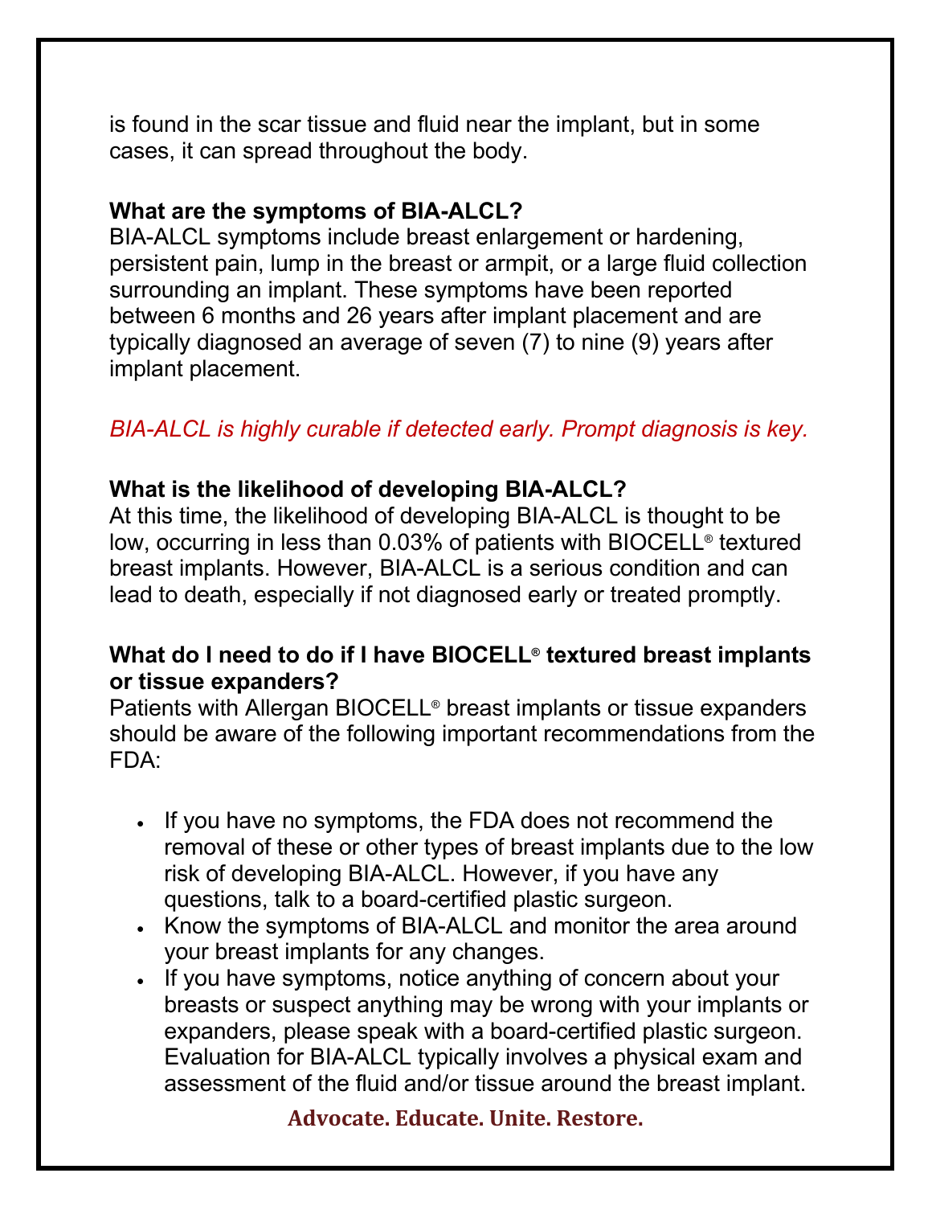is found in the scar tissue and fluid near the implant, but in some cases, it can spread throughout the body.

**What are the symptoms of BIA-ALCL?**
BIA-ALCL symptoms include breast enlargement or hardening, persistent pain, lump in the breast or armpit, or a large fluid collection surrounding an implant. These symptoms have been reported between 6 months and 26 years after implant placement and are typically diagnosed an average of seven (7) to nine (9) years after implant placement.

*BIA-ALCL is highly curable if detected early. Prompt diagnosis is key.*

**What is the likelihood of developing BIA-ALCL?**
At this time, the likelihood of developing BIA-ALCL is thought to be low, occurring in less than 0.03% of patients with BIOCELL® textured breast implants. However, BIA-ALCL is a serious condition and can lead to death, especially if not diagnosed early or treated promptly.

**What do I need to do if I have BIOCELL® textured breast implants or tissue expanders?**
Patients with Allergan BIOCELL® breast implants or tissue expanders should be aware of the following important recommendations from the FDA:

- If you have no symptoms, the FDA does not recommend the removal of these or other types of breast implants due to the low risk of developing BIA-ALCL. However, if you have any questions, talk to a board-certified plastic surgeon.
- Know the symptoms of BIA-ALCL and monitor the area around your breast implants for any changes.
- If you have symptoms, notice anything of concern about your breasts or suspect anything may be wrong with your implants or expanders, please speak with a board-certified plastic surgeon. Evaluation for BIA-ALCL typically involves a physical exam and assessment of the fluid and/or tissue around the breast implant.

**Advocate. Educate. Unite. Restore.**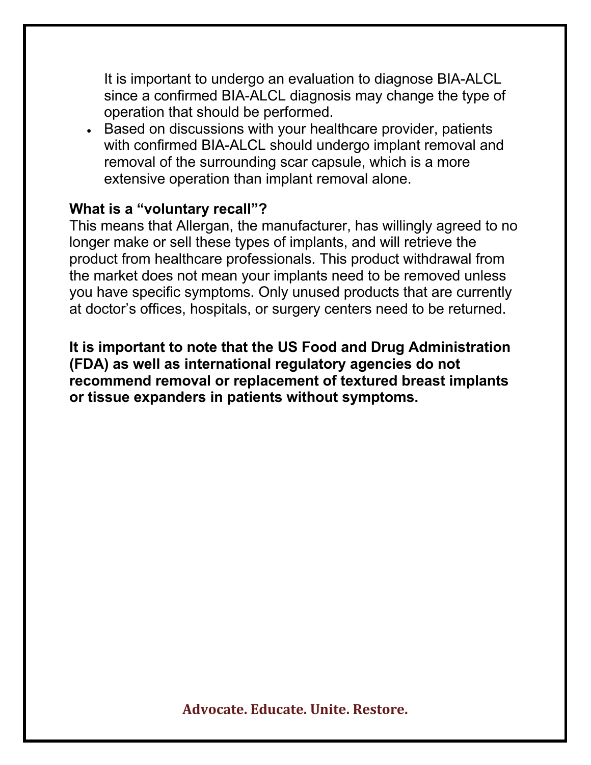It is important to undergo an evaluation to diagnose BIA-ALCL since a confirmed BIA-ALCL diagnosis may change the type of operation that should be performed.

- Based on discussions with your healthcare provider, patients with confirmed BIA-ALCL should undergo implant removal and removal of the surrounding scar capsule, which is a more extensive operation than implant removal alone.

**What is a "voluntary recall"?**

This means that Allergan, the manufacturer, has willingly agreed to no longer make or sell these types of implants, and will retrieve the product from healthcare professionals. This product withdrawal from the market does not mean your implants need to be removed unless you have specific symptoms. Only unused products that are currently at doctor's offices, hospitals, or surgery centers need to be returned.

**It is important to note that the US Food and Drug Administration (FDA) as well as international regulatory agencies do not recommend removal or replacement of textured breast implants or tissue expanders in patients without symptoms.**